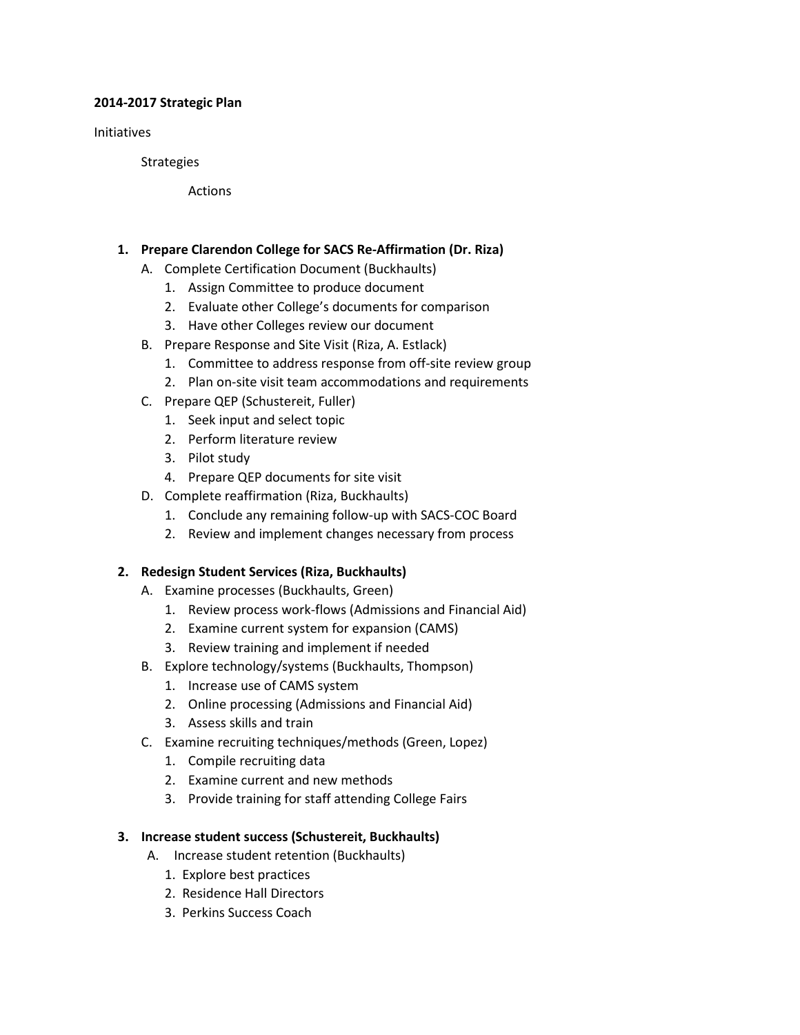**2014-2017 Strategic Plan**

Initiatives

- Strategies
  - Actions

1. **Prepare Clarendon College for SACS Re-Affirmation (Dr. Riza)**
   A. Complete Certification Document (Buckhaults)
      1. Assign Committee to produce document
      2. Evaluate other College's documents for comparison
      3. Have other Colleges review our document

   B. Prepare Response and Site Visit (Riza, A. Estlack)
      1. Committee to address response from off-site review group
      2. Plan on-site visit team accommodations and requirements

   C. Prepare QEP (Schustereit, Fuller)
      1. Seek input and select topic
      2. Perform literature review
      3. Pilot study
      4. Prepare QEP documents for site visit

   D. Complete reaffirmation (Riza, Buckhaults)
      1. Conclude any remaining follow-up with SACS-COC Board
      2. Review and implement changes necessary from process

2. **Redesign Student Services (Riza, Buckhaults)**
   A. Examine processes (Buckhaults, Green)
      1. Review process work-flows (Admissions and Financial Aid)
      2. Examine current system for expansion (CAMS)
      3. Review training and implement if needed

   B. Explore technology/systems (Buckhaults, Thompson)
      1. Increase use of CAMS system
      2. Online processing (Admissions and Financial Aid)
      3. Assess skills and train

   C. Examine recruiting techniques/methods (Green, Lopez)
      1. Compile recruiting data
      2. Examine current and new methods
      3. Provide training for staff attending College Fairs

3. **Increase student success (Schustereit, Buckhaults)**
   A. Increase student retention (Buckhaults)
      1. Explore best practices
      2. Residence Hall Directors
      3. Perkins Success Coach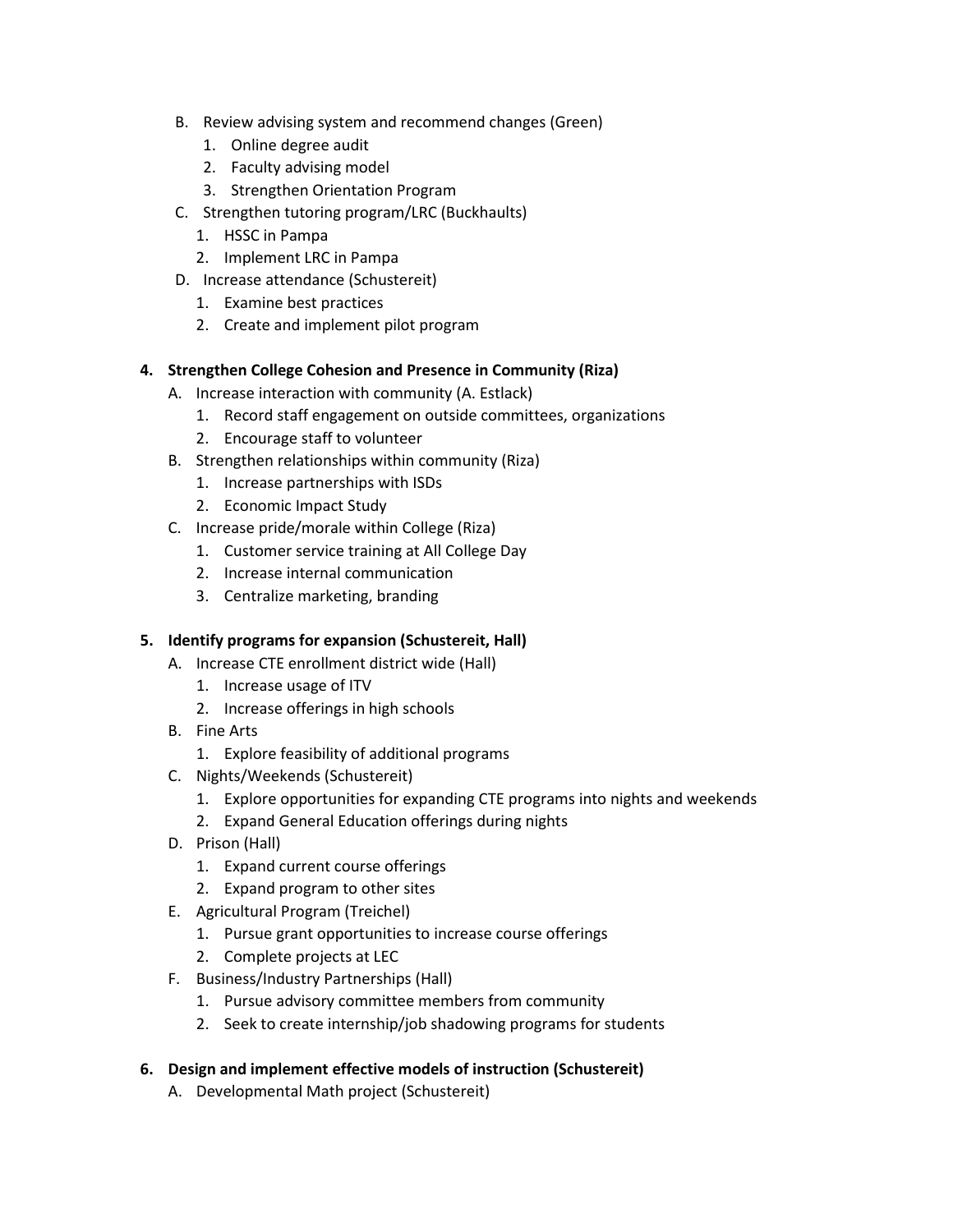B. Review advising system and recommend changes (Green)
   1. Online degree audit
   2. Faculty advising model
   3. Strengthen Orientation Program

C. Strengthen tutoring program/LRC (Buckhaults)
   1. HSSC in Pampa
   2. Implement LRC in Pampa

D. Increase attendance (Schustereit)
   1. Examine best practices
   2. Create and implement pilot program

**4. Strengthen College Cohesion and Presence in Community (Riza)**

A. Increase interaction with community (A. Estlack)
   1. Record staff engagement on outside committees, organizations
   2. Encourage staff to volunteer

B. Strengthen relationships within community (Riza)
   1. Increase partnerships with ISDs
   2. Economic Impact Study

C. Increase pride/morale within College (Riza)
   1. Customer service training at All College Day
   2. Increase internal communication
   3. Centralize marketing, branding

**5. Identify programs for expansion (Schustereit, Hall)**

A. Increase CTE enrollment district wide (Hall)
   1. Increase usage of ITV
   2. Increase offerings in high schools

B. Fine Arts
   1. Explore feasibility of additional programs

C. Nights/Weekends (Schustereit)
   1. Explore opportunities for expanding CTE programs into nights and weekends
   2. Expand General Education offerings during nights

D. Prison (Hall)
   1. Expand current course offerings
   2. Expand program to other sites

E. Agricultural Program (Treichel)
   1. Pursue grant opportunities to increase course offerings
   2. Complete projects at LEC

F. Business/Industry Partnerships (Hall)
   1. Pursue advisory committee members from community
   2. Seek to create internship/job shadowing programs for students

**6. Design and implement effective models of instruction (Schustereit)**

A. Developmental Math project (Schustereit)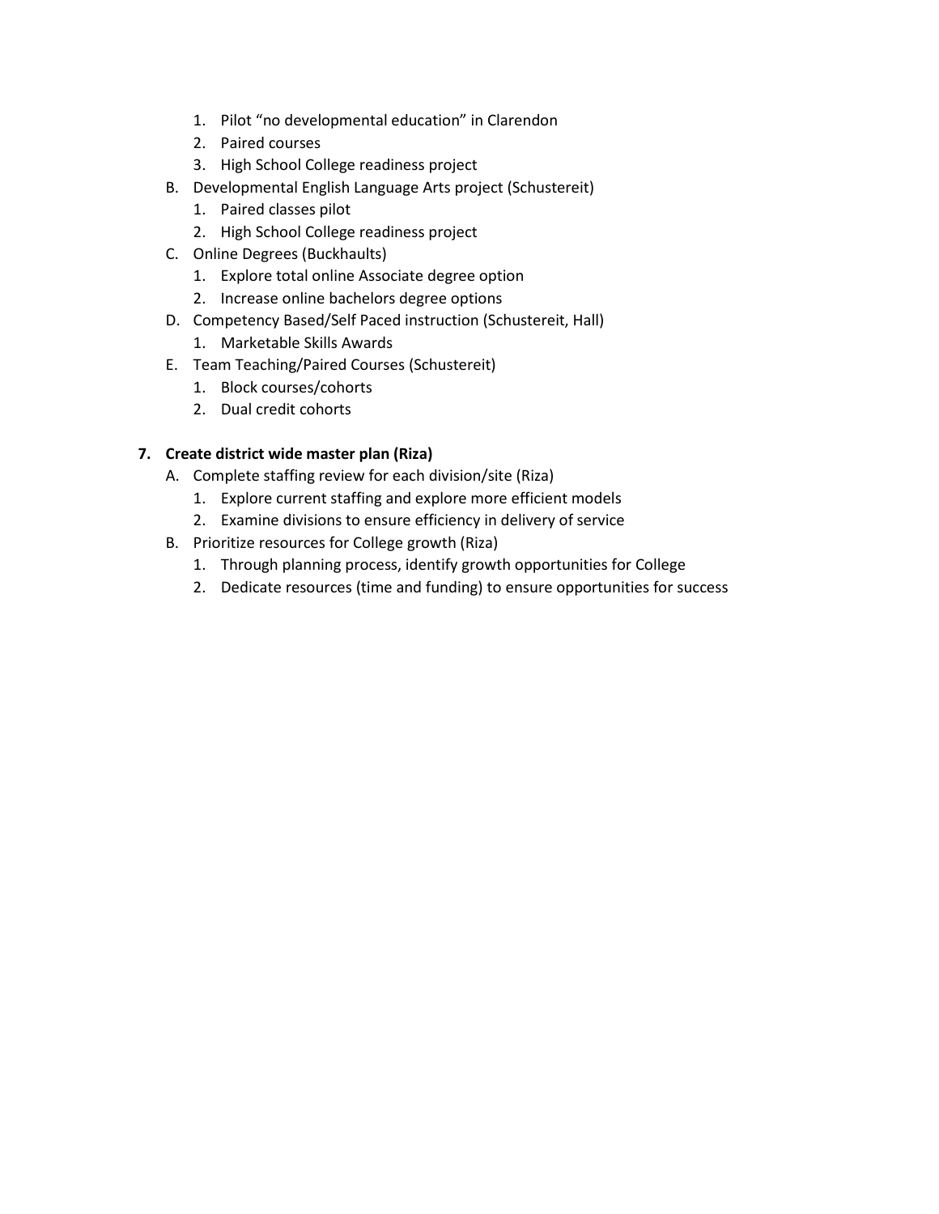1. Pilot "no developmental education" in Clarendon
   2. Paired courses
   3. High School College readiness project

B. Developmental English Language Arts project (Schustereit)
   1. Paired classes pilot
   2. High School College readiness project

C. Online Degrees (Buckhaults)
   1. Explore total online Associate degree option
   2. Increase online bachelors degree options

D. Competency Based/Self Paced instruction (Schustereit, Hall)
   1. Marketable Skills Awards

E. Team Teaching/Paired Courses (Schustereit)
   1. Block courses/cohorts
   2. Dual credit cohorts

**7. Create district wide master plan (Riza)**

A. Complete staffing review for each division/site (Riza)
   1. Explore current staffing and explore more efficient models
   2. Examine divisions to ensure efficiency in delivery of service

B. Prioritize resources for College growth (Riza)
   1. Through planning process, identify growth opportunities for College
   2. Dedicate resources (time and funding) to ensure opportunities for success